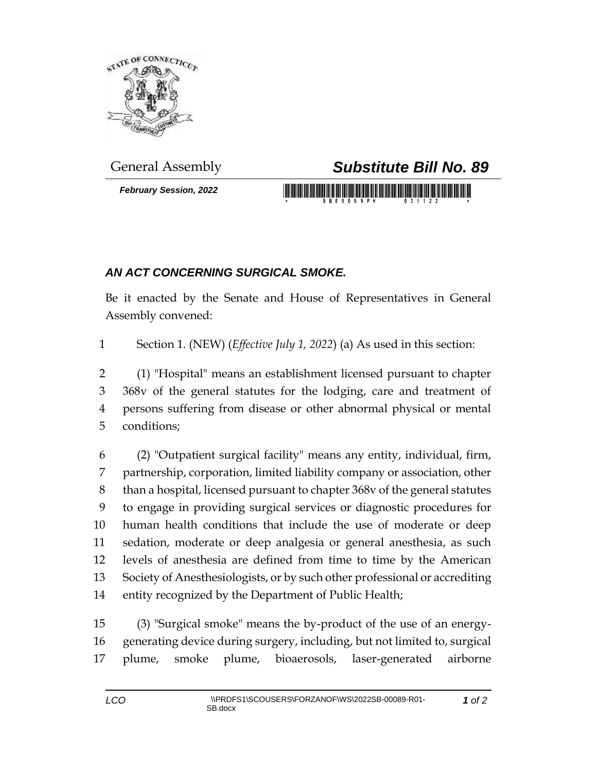General Assembly

# Substitute Bill No. 89

*February Session, 2022*

## *AN ACT CONCERNING SURGICAL SMOKE.*

Be it enacted by the Senate and House of Representatives in General Assembly convened:

1 Section 1. (NEW) (*Effective July 1, 2022*) (a) As used in this section:

2 (1) "Hospital" means an establishment licensed pursuant to chapter
3 368v of the general statutes for the lodging, care and treatment of
4 persons suffering from disease or other abnormal physical or mental
5 conditions;

6 (2) "Outpatient surgical facility" means any entity, individual, firm,
7 partnership, corporation, limited liability company or association, other
8 than a hospital, licensed pursuant to chapter 368v of the general statutes
9 to engage in providing surgical services or diagnostic procedures for
10 human health conditions that include the use of moderate or deep
11 sedation, moderate or deep analgesia or general anesthesia, as such
12 levels of anesthesia are defined from time to time by the American
13 Society of Anesthesiologists, or by such other professional or accrediting
14 entity recognized by the Department of Public Health;

15 (3) "Surgical smoke" means the by-product of the use of an energy-
16 generating device during surgery, including, but not limited to, surgical
17 plume, smoke plume, bioaerosols, laser-generated airborne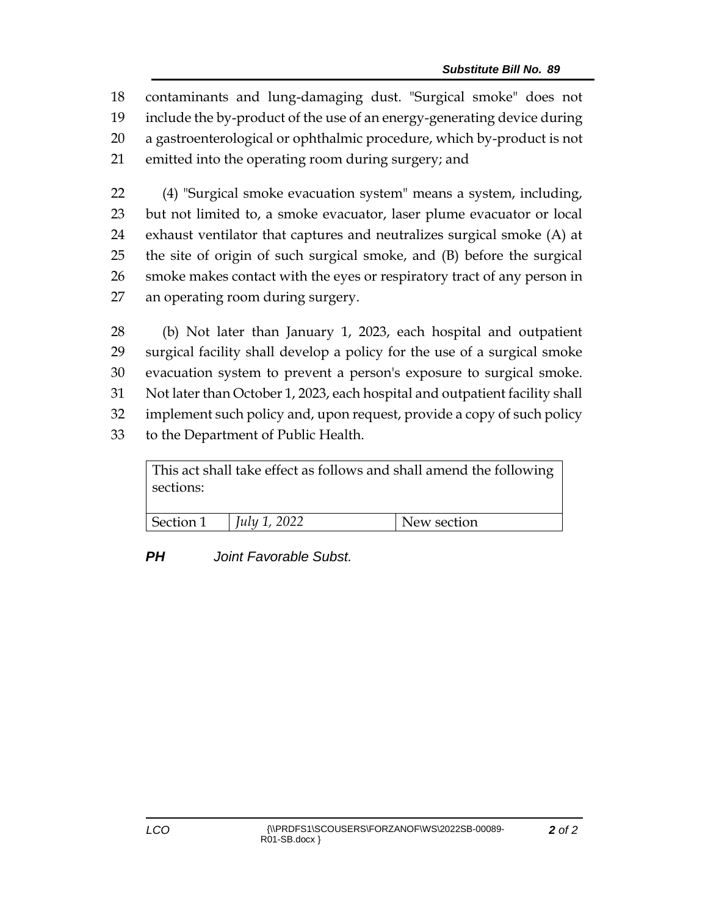18 contaminants and lung-damaging dust. "Surgical smoke" does not
19 include the by-product of the use of an energy-generating device during
20 a gastroenterological or ophthalmic procedure, which by-product is not
21 emitted into the operating room during surgery; and

22 (4) "Surgical smoke evacuation system" means a system, including,
23 but not limited to, a smoke evacuator, laser plume evacuator or local
24 exhaust ventilator that captures and neutralizes surgical smoke (A) at
25 the site of origin of such surgical smoke, and (B) before the surgical
26 smoke makes contact with the eyes or respiratory tract of any person in
27 an operating room during surgery.

28 (b) Not later than January 1, 2023, each hospital and outpatient
29 surgical facility shall develop a policy for the use of a surgical smoke
30 evacuation system to prevent a person's exposure to surgical smoke.
31 Not later than October 1, 2023, each hospital and outpatient facility shall
32 implement such policy and, upon request, provide a copy of such policy
33 to the Department of Public Health.

| This act shall take effect as follows and shall amend the following sections: | | |
|---|---|---|
| Section 1 | *July 1, 2022* | New section |

***PH*** *Joint Favorable Subst.*